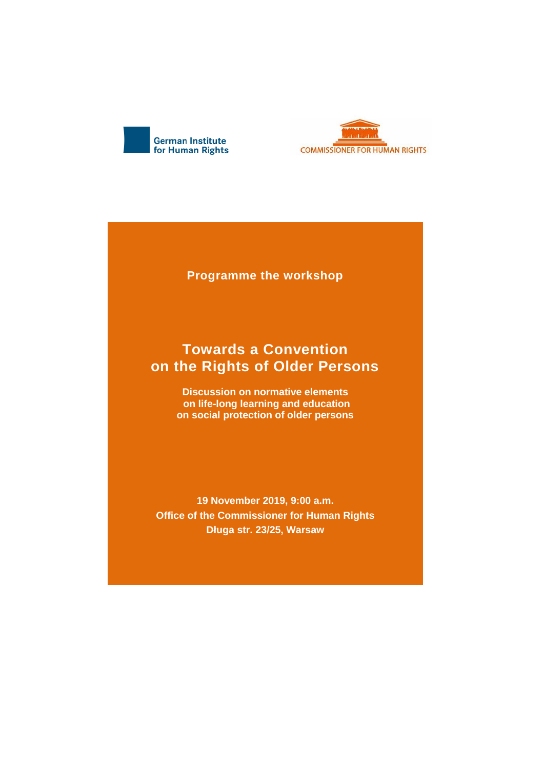German Institute for Human Rights

COMMISSIONER FOR HUMAN RIGHTS

**Programme the workshop**

# Towards a Convention on the Rights of Older Persons

**Discussion on normative elements on life-long learning and education on social protection of older persons**

**19 November 2019, 9:00 a.m.**
**Office of the Commissioner for Human Rights**
**Długa str. 23/25, Warsaw**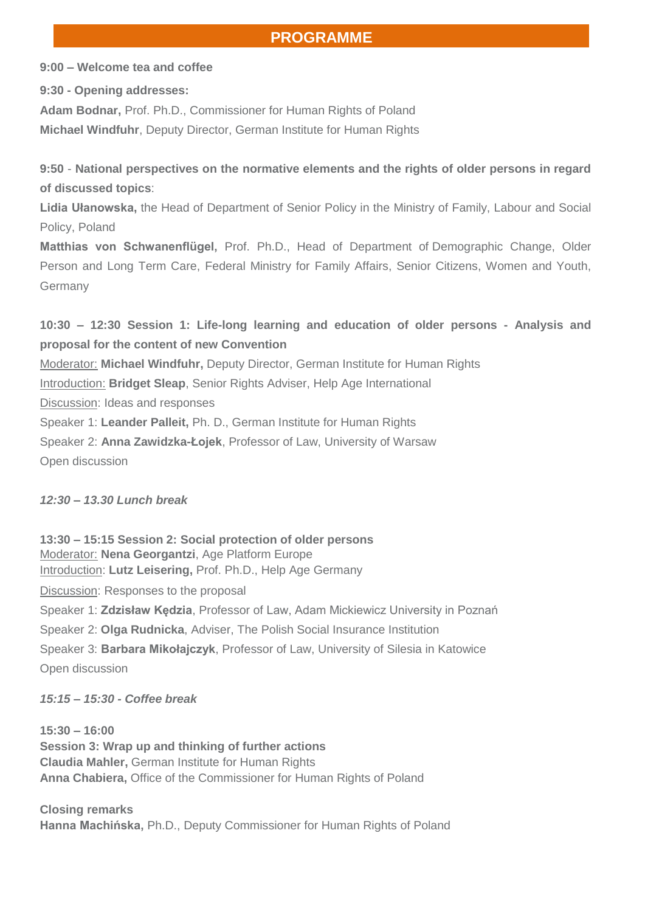## PROGRAMME

**9:00 – Welcome tea and coffee**

**9:30 - Opening addresses:**

**Adam Bodnar,** Prof. Ph.D., Commissioner for Human Rights of Poland
**Michael Windfuhr**, Deputy Director, German Institute for Human Rights

**9:50** - **National perspectives on the normative elements and the rights of older persons in regard of discussed topics**:

**Lidia Ułanowska,** the Head of Department of Senior Policy in the Ministry of Family, Labour and Social Policy, Poland

**Matthias von Schwanenflügel,** Prof. Ph.D., Head of Department of Demographic Change, Older Person and Long Term Care, Federal Ministry for Family Affairs, Senior Citizens, Women and Youth, Germany

**10:30 – 12:30 Session 1: Life-long learning and education of older persons - Analysis and proposal for the content of new Convention**

Moderator: **Michael Windfuhr,** Deputy Director, German Institute for Human Rights
Introduction: **Bridget Sleap**, Senior Rights Adviser, Help Age International
Discussion: Ideas and responses
Speaker 1: **Leander Palleit,** Ph. D., German Institute for Human Rights
Speaker 2: **Anna Zawidzka-Łojek**, Professor of Law, University of Warsaw
Open discussion

***12:30 – 13.30 Lunch break***

**13:30 – 15:15 Session 2: Social protection of older persons**
Moderator: **Nena Georgantzi**, Age Platform Europe
Introduction: **Lutz Leisering,** Prof. Ph.D., Help Age Germany
Discussion: Responses to the proposal
Speaker 1: **Zdzisław Kędzia**, Professor of Law, Adam Mickiewicz University in Poznań
Speaker 2: **Olga Rudnicka**, Adviser, The Polish Social Insurance Institution
Speaker 3: **Barbara Mikołajczyk**, Professor of Law, University of Silesia in Katowice
Open discussion

***15:15 – 15:30 - Coffee break***

**15:30 – 16:00**
**Session 3: Wrap up and thinking of further actions**
**Claudia Mahler,** German Institute for Human Rights
**Anna Chabiera,** Office of the Commissioner for Human Rights of Poland

**Closing remarks**
**Hanna Machińska,** Ph.D., Deputy Commissioner for Human Rights of Poland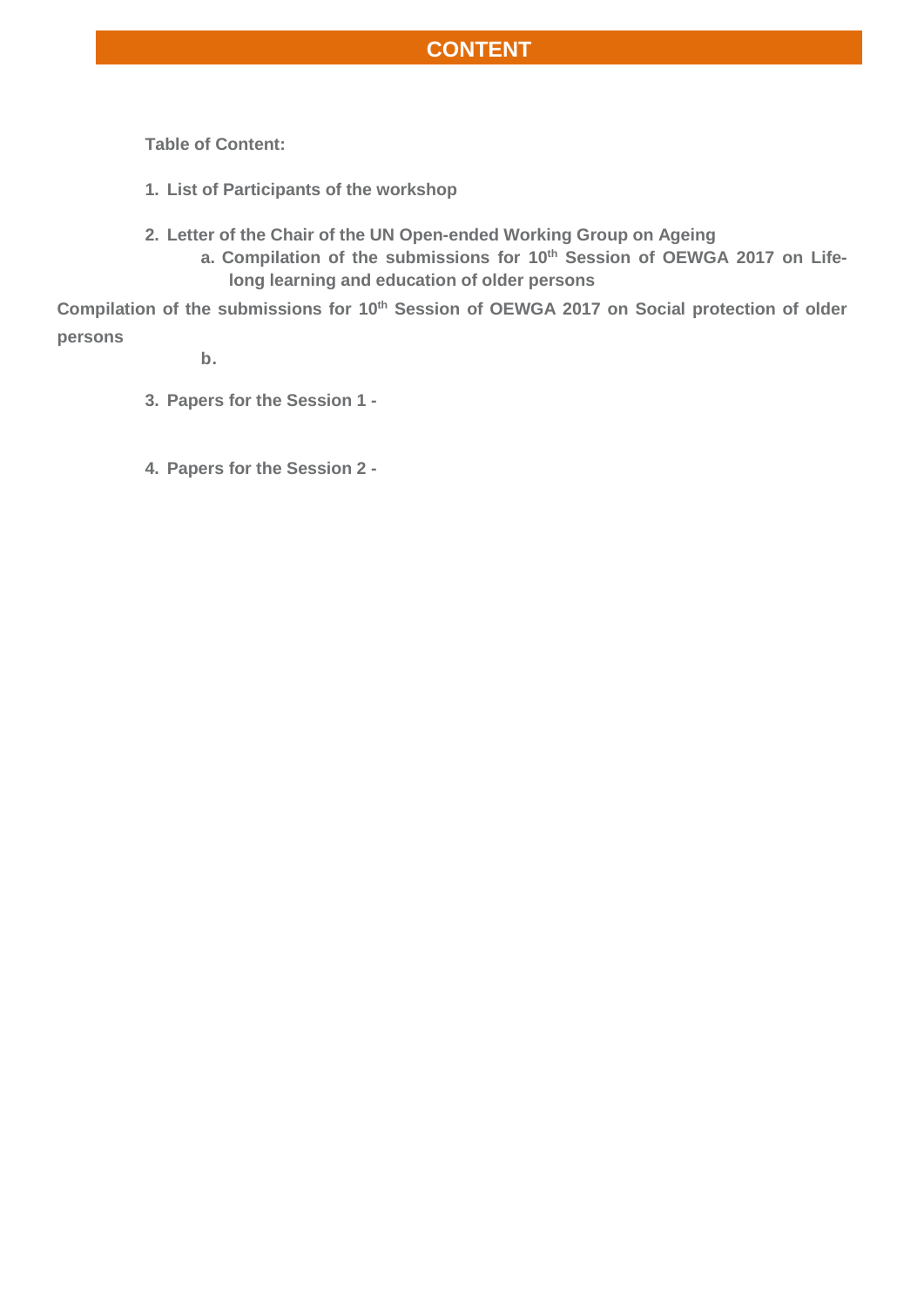# CONTENT

**Table of Content:**

1. **List of Participants of the workshop**

2. **Letter of the Chair of the UN Open-ended Working Group on Ageing**
    a. **Compilation of the submissions for 10th Session of OEWGA 2017 on Life-long learning and education of older persons**

**Compilation of the submissions for 10th Session of OEWGA 2017 on Social protection of older persons**

   b.

3. **Papers for the Session 1 -**

4. **Papers for the Session 2 -**